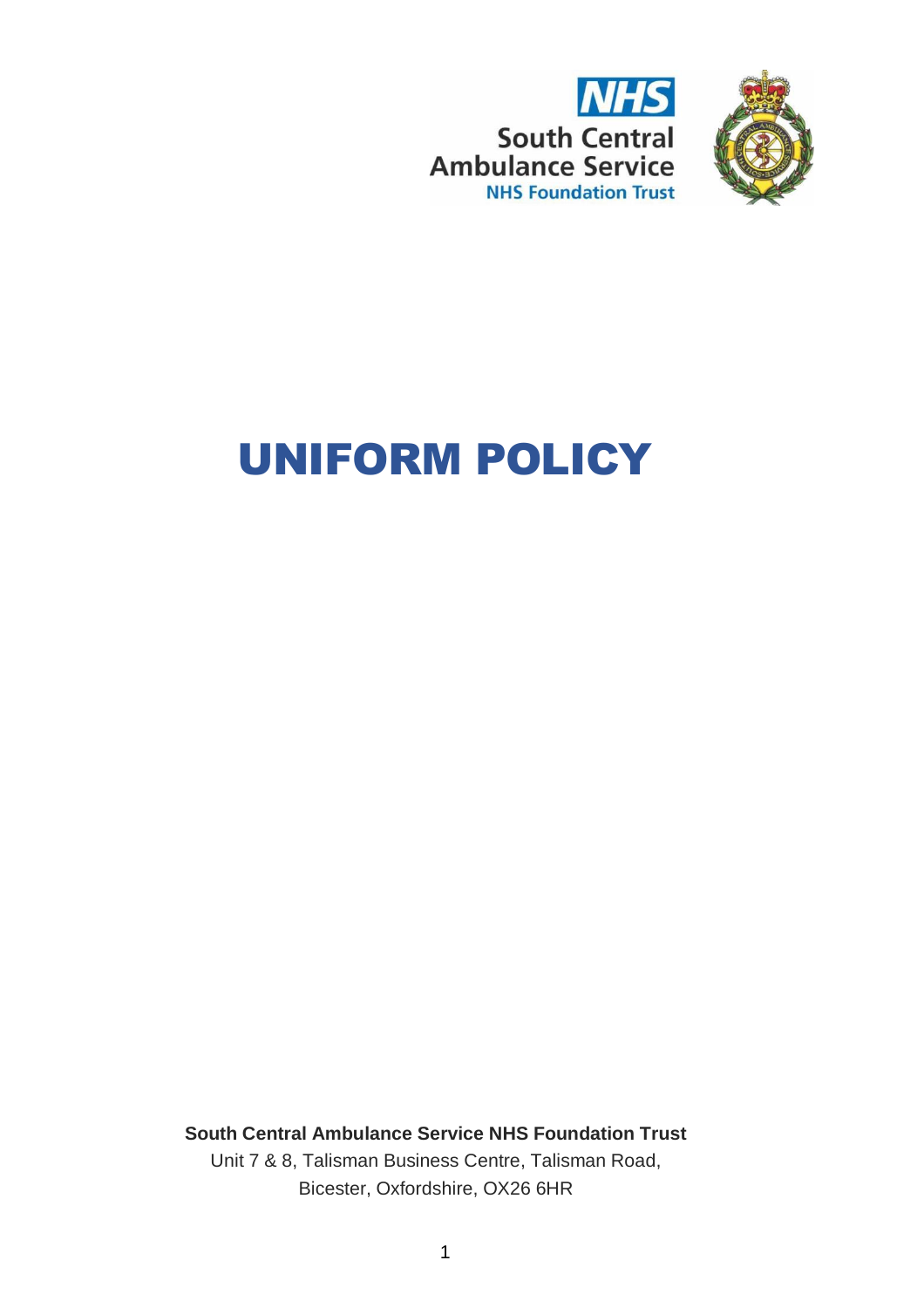NHS

South Central Ambulance Service

NHS Foundation Trust

# UNIFORM POLICY

**South Central Ambulance Service NHS Foundation Trust**

Unit 7 & 8, Talisman Business Centre, Talisman Road,
Bicester, Oxfordshire, OX26 6HR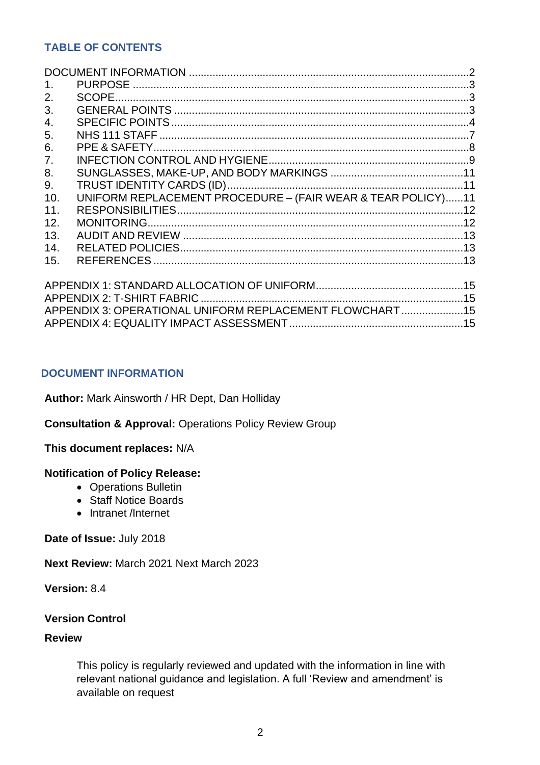## TABLE OF CONTENTS

DOCUMENT INFORMATION ..... 2

1. PURPOSE ..... 3
2. SCOPE ..... 3
3. GENERAL POINTS ..... 3
4. SPECIFIC POINTS ..... 4
5. NHS 111 STAFF ..... 7
6. PPE & SAFETY ..... 8
7. INFECTION CONTROL AND HYGIENE ..... 9
8. SUNGLASSES, MAKE-UP, AND BODY MARKINGS ..... 11
9. TRUST IDENTITY CARDS (ID) ..... 11
10. UNIFORM REPLACEMENT PROCEDURE – (FAIR WEAR & TEAR POLICY) ..... 11
11. RESPONSIBILITIES ..... 12
12. MONITORING ..... 12
13. AUDIT AND REVIEW ..... 13
14. RELATED POLICIES ..... 13
15. REFERENCES ..... 13

APPENDIX 1: STANDARD ALLOCATION OF UNIFORM ..... 15

APPENDIX 2: T-SHIRT FABRIC ..... 15

APPENDIX 3: OPERATIONAL UNIFORM REPLACEMENT FLOWCHART ..... 15

APPENDIX 4: EQUALITY IMPACT ASSESSMENT ..... 15

## DOCUMENT INFORMATION

**Author:** Mark Ainsworth / HR Dept, Dan Holliday

**Consultation & Approval:** Operations Policy Review Group

**This document replaces:** N/A

**Notification of Policy Release:**

- Operations Bulletin
- Staff Notice Boards
- Intranet /Internet

**Date of Issue:** July 2018

**Next Review:** March 2021 Next March 2023

**Version:** 8.4

**Version Control**

**Review**

This policy is regularly reviewed and updated with the information in line with relevant national guidance and legislation. A full 'Review and amendment' is available on request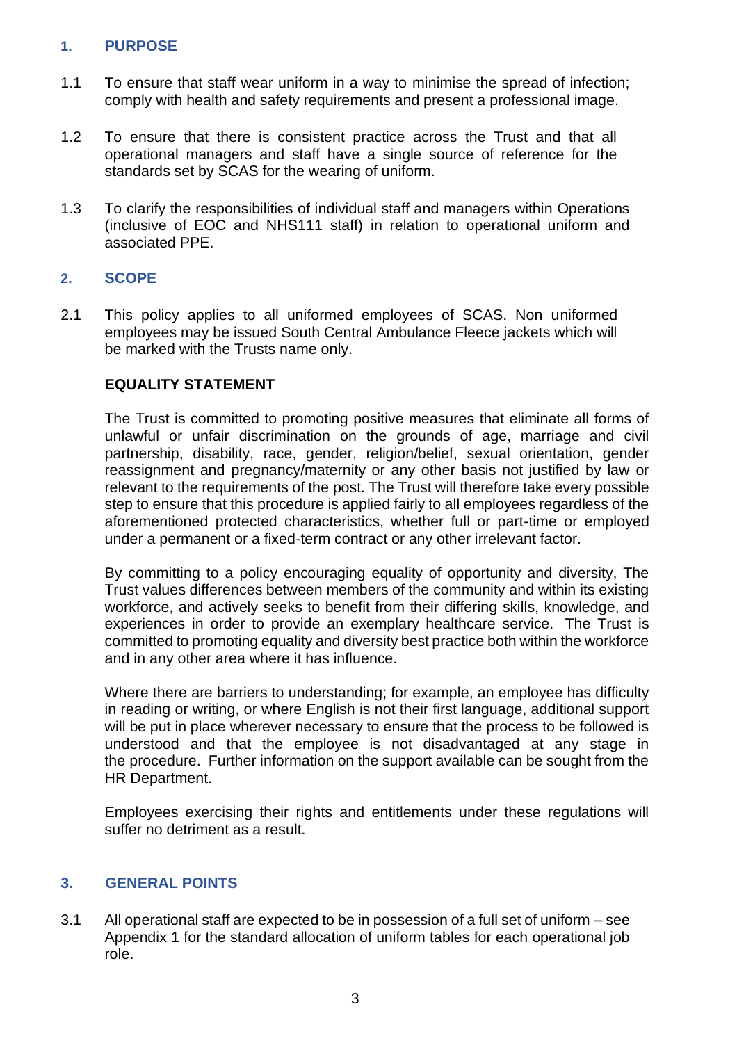## 1. PURPOSE

1.1 To ensure that staff wear uniform in a way to minimise the spread of infection; comply with health and safety requirements and present a professional image.

1.2 To ensure that there is consistent practice across the Trust and that all operational managers and staff have a single source of reference for the standards set by SCAS for the wearing of uniform.

1.3 To clarify the responsibilities of individual staff and managers within Operations (inclusive of EOC and NHS111 staff) in relation to operational uniform and associated PPE.

## 2. SCOPE

2.1 This policy applies to all uniformed employees of SCAS. Non uniformed employees may be issued South Central Ambulance Fleece jackets which will be marked with the Trusts name only.

**EQUALITY STATEMENT**

The Trust is committed to promoting positive measures that eliminate all forms of unlawful or unfair discrimination on the grounds of age, marriage and civil partnership, disability, race, gender, religion/belief, sexual orientation, gender reassignment and pregnancy/maternity or any other basis not justified by law or relevant to the requirements of the post. The Trust will therefore take every possible step to ensure that this procedure is applied fairly to all employees regardless of the aforementioned protected characteristics, whether full or part-time or employed under a permanent or a fixed-term contract or any other irrelevant factor.

By committing to a policy encouraging equality of opportunity and diversity, The Trust values differences between members of the community and within its existing workforce, and actively seeks to benefit from their differing skills, knowledge, and experiences in order to provide an exemplary healthcare service. The Trust is committed to promoting equality and diversity best practice both within the workforce and in any other area where it has influence.

Where there are barriers to understanding; for example, an employee has difficulty in reading or writing, or where English is not their first language, additional support will be put in place wherever necessary to ensure that the process to be followed is understood and that the employee is not disadvantaged at any stage in the procedure. Further information on the support available can be sought from the HR Department.

Employees exercising their rights and entitlements under these regulations will suffer no detriment as a result.

## 3. GENERAL POINTS

3.1 All operational staff are expected to be in possession of a full set of uniform – see Appendix 1 for the standard allocation of uniform tables for each operational job role.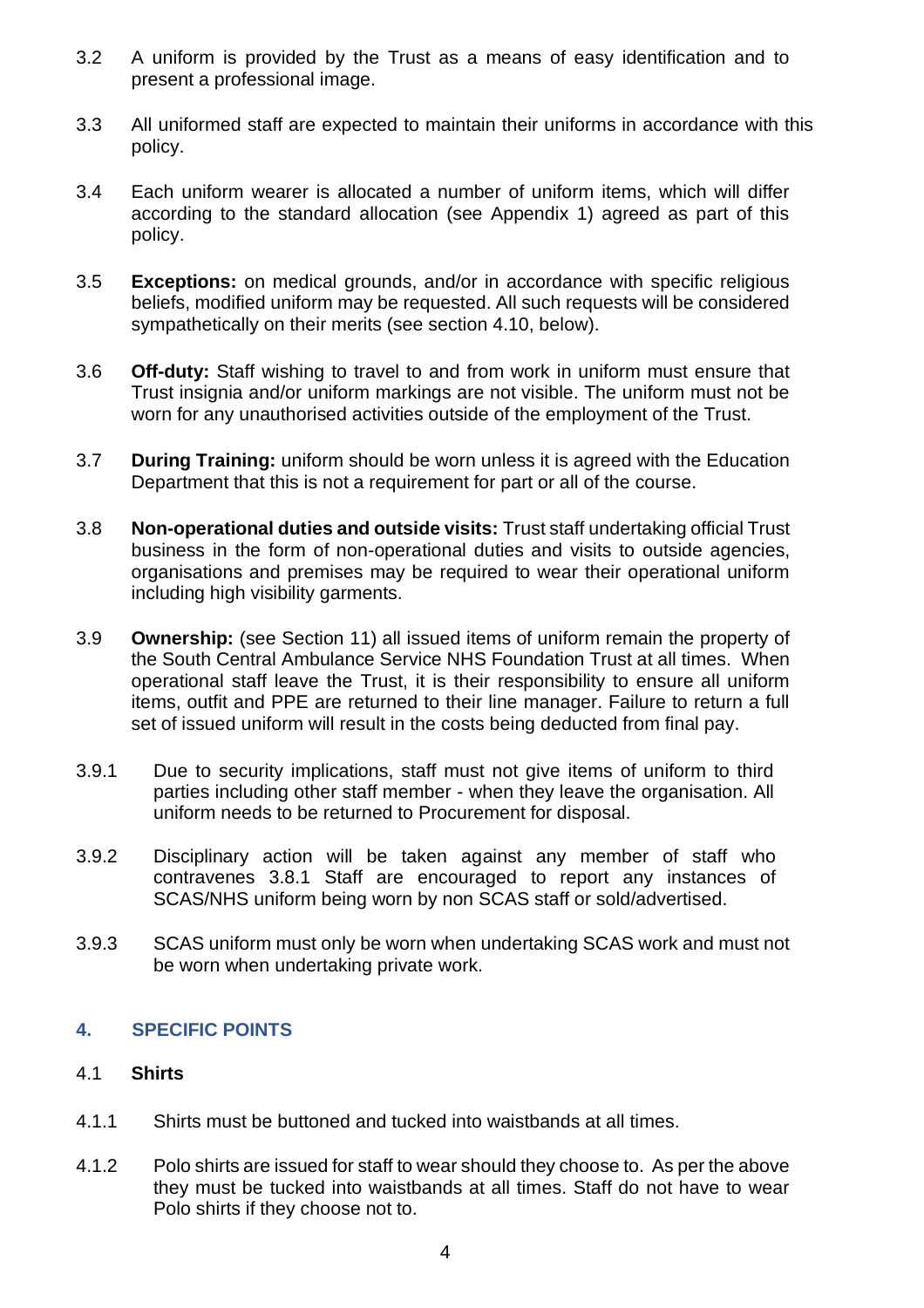3.2 A uniform is provided by the Trust as a means of easy identification and to present a professional image.

3.3 All uniformed staff are expected to maintain their uniforms in accordance with this policy.

3.4 Each uniform wearer is allocated a number of uniform items, which will differ according to the standard allocation (see Appendix 1) agreed as part of this policy.

3.5 **Exceptions:** on medical grounds, and/or in accordance with specific religious beliefs, modified uniform may be requested. All such requests will be considered sympathetically on their merits (see section 4.10, below).

3.6 **Off-duty:** Staff wishing to travel to and from work in uniform must ensure that Trust insignia and/or uniform markings are not visible. The uniform must not be worn for any unauthorised activities outside of the employment of the Trust.

3.7 **During Training:** uniform should be worn unless it is agreed with the Education Department that this is not a requirement for part or all of the course.

3.8 **Non-operational duties and outside visits:** Trust staff undertaking official Trust business in the form of non-operational duties and visits to outside agencies, organisations and premises may be required to wear their operational uniform including high visibility garments.

3.9 **Ownership:** (see Section 11) all issued items of uniform remain the property of the South Central Ambulance Service NHS Foundation Trust at all times. When operational staff leave the Trust, it is their responsibility to ensure all uniform items, outfit and PPE are returned to their line manager. Failure to return a full set of issued uniform will result in the costs being deducted from final pay.

3.9.1 Due to security implications, staff must not give items of uniform to third parties including other staff member - when they leave the organisation. All uniform needs to be returned to Procurement for disposal.

3.9.2 Disciplinary action will be taken against any member of staff who contravenes 3.8.1 Staff are encouraged to report any instances of SCAS/NHS uniform being worn by non SCAS staff or sold/advertised.

3.9.3 SCAS uniform must only be worn when undertaking SCAS work and must not be worn when undertaking private work.

## 4. SPECIFIC POINTS

### 4.1 Shirts

4.1.1 Shirts must be buttoned and tucked into waistbands at all times.

4.1.2 Polo shirts are issued for staff to wear should they choose to. As per the above they must be tucked into waistbands at all times. Staff do not have to wear Polo shirts if they choose not to.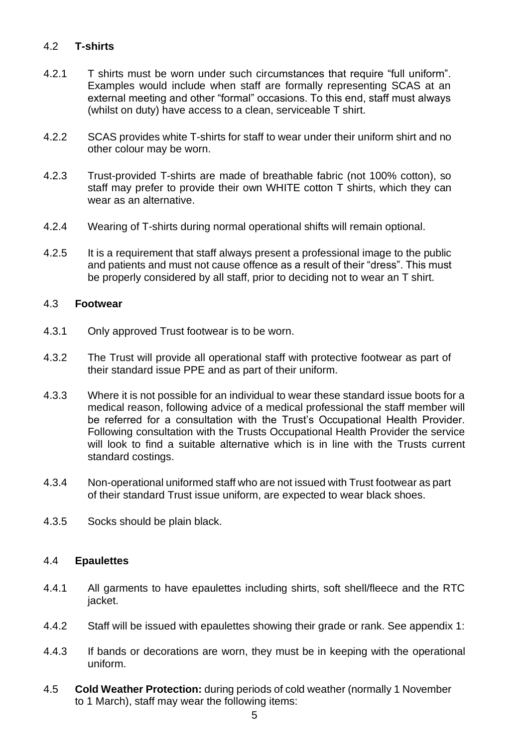### 4.2 **T-shirts**

4.2.1 T shirts must be worn under such circumstances that require "full uniform". Examples would include when staff are formally representing SCAS at an external meeting and other "formal" occasions. To this end, staff must always (whilst on duty) have access to a clean, serviceable T shirt.

4.2.2 SCAS provides white T-shirts for staff to wear under their uniform shirt and no other colour may be worn.

4.2.3 Trust-provided T-shirts are made of breathable fabric (not 100% cotton), so staff may prefer to provide their own WHITE cotton T shirts, which they can wear as an alternative.

4.2.4 Wearing of T-shirts during normal operational shifts will remain optional.

4.2.5 It is a requirement that staff always present a professional image to the public and patients and must not cause offence as a result of their "dress". This must be properly considered by all staff, prior to deciding not to wear an T shirt.

### 4.3 **Footwear**

4.3.1 Only approved Trust footwear is to be worn.

4.3.2 The Trust will provide all operational staff with protective footwear as part of their standard issue PPE and as part of their uniform.

4.3.3 Where it is not possible for an individual to wear these standard issue boots for a medical reason, following advice of a medical professional the staff member will be referred for a consultation with the Trust's Occupational Health Provider. Following consultation with the Trusts Occupational Health Provider the service will look to find a suitable alternative which is in line with the Trusts current standard costings.

4.3.4 Non-operational uniformed staff who are not issued with Trust footwear as part of their standard Trust issue uniform, are expected to wear black shoes.

4.3.5 Socks should be plain black.

### 4.4 **Epaulettes**

4.4.1 All garments to have epaulettes including shirts, soft shell/fleece and the RTC jacket.

4.4.2 Staff will be issued with epaulettes showing their grade or rank. See appendix 1:

4.4.3 If bands or decorations are worn, they must be in keeping with the operational uniform.

4.5 **Cold Weather Protection:** during periods of cold weather (normally 1 November to 1 March), staff may wear the following items: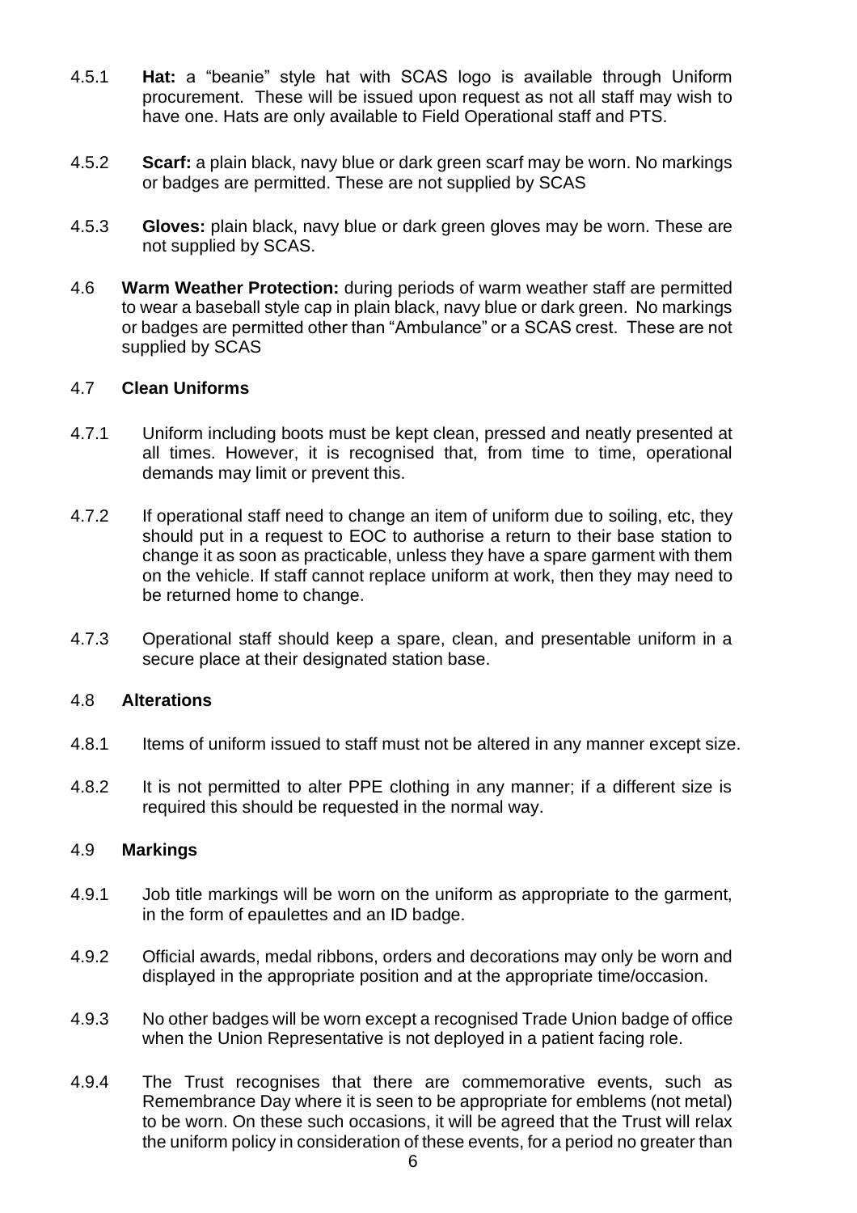4.5.1 **Hat:** a "beanie" style hat with SCAS logo is available through Uniform procurement. These will be issued upon request as not all staff may wish to have one. Hats are only available to Field Operational staff and PTS.

4.5.2 **Scarf:** a plain black, navy blue or dark green scarf may be worn. No markings or badges are permitted. These are not supplied by SCAS

4.5.3 **Gloves:** plain black, navy blue or dark green gloves may be worn. These are not supplied by SCAS.

4.6 **Warm Weather Protection:** during periods of warm weather staff are permitted to wear a baseball style cap in plain black, navy blue or dark green. No markings or badges are permitted other than "Ambulance" or a SCAS crest. These are not supplied by SCAS

### 4.7 Clean Uniforms

4.7.1 Uniform including boots must be kept clean, pressed and neatly presented at all times. However, it is recognised that, from time to time, operational demands may limit or prevent this.

4.7.2 If operational staff need to change an item of uniform due to soiling, etc, they should put in a request to EOC to authorise a return to their base station to change it as soon as practicable, unless they have a spare garment with them on the vehicle. If staff cannot replace uniform at work, then they may need to be returned home to change.

4.7.3 Operational staff should keep a spare, clean, and presentable uniform in a secure place at their designated station base.

### 4.8 Alterations

4.8.1 Items of uniform issued to staff must not be altered in any manner except size.

4.8.2 It is not permitted to alter PPE clothing in any manner; if a different size is required this should be requested in the normal way.

### 4.9 Markings

4.9.1 Job title markings will be worn on the uniform as appropriate to the garment, in the form of epaulettes and an ID badge.

4.9.2 Official awards, medal ribbons, orders and decorations may only be worn and displayed in the appropriate position and at the appropriate time/occasion.

4.9.3 No other badges will be worn except a recognised Trade Union badge of office when the Union Representative is not deployed in a patient facing role.

4.9.4 The Trust recognises that there are commemorative events, such as Remembrance Day where it is seen to be appropriate for emblems (not metal) to be worn. On these such occasions, it will be agreed that the Trust will relax the uniform policy in consideration of these events, for a period no greater than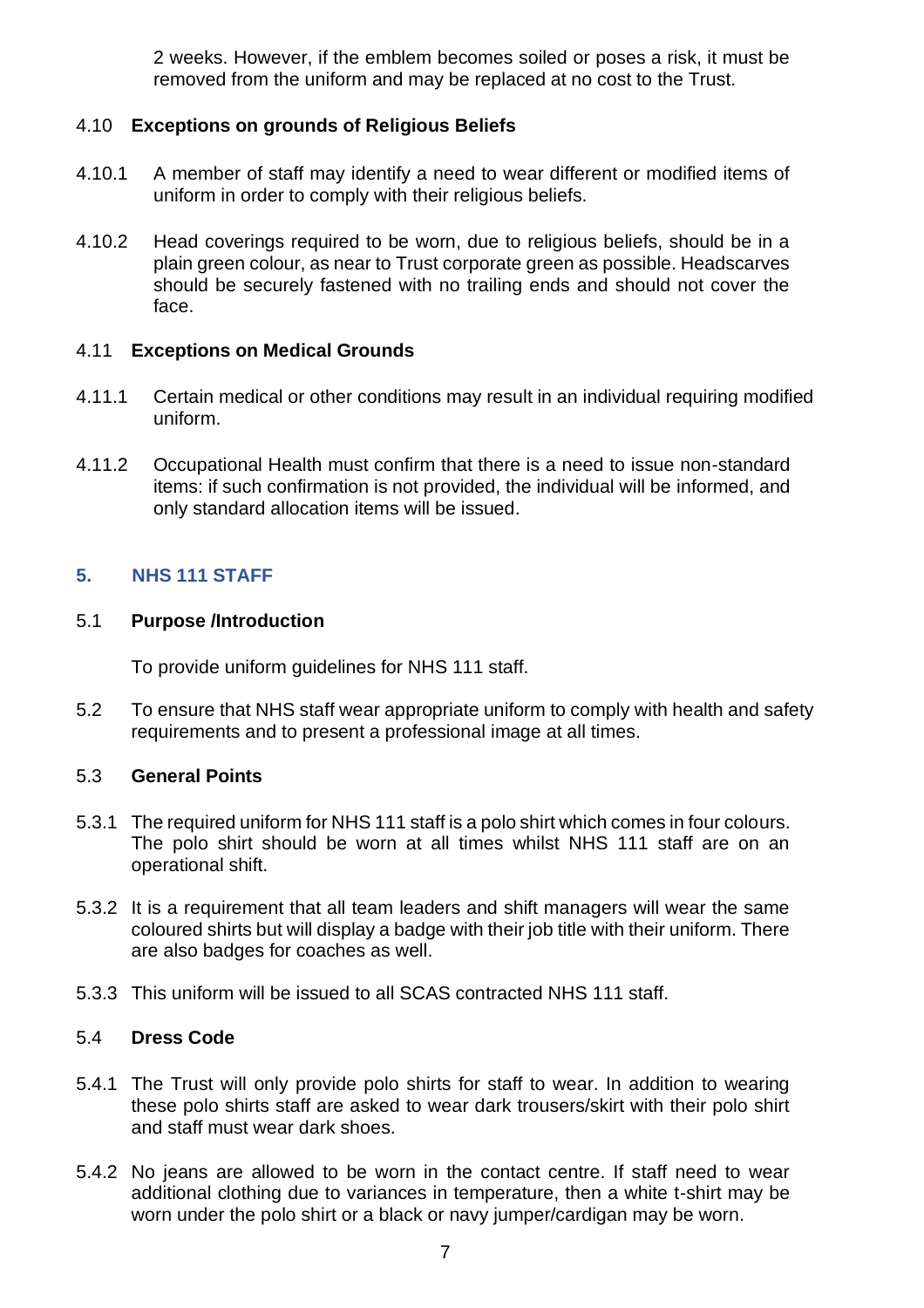2 weeks. However, if the emblem becomes soiled or poses a risk, it must be removed from the uniform and may be replaced at no cost to the Trust.

### 4.10 Exceptions on grounds of Religious Beliefs

4.10.1 A member of staff may identify a need to wear different or modified items of uniform in order to comply with their religious beliefs.

4.10.2 Head coverings required to be worn, due to religious beliefs, should be in a plain green colour, as near to Trust corporate green as possible. Headscarves should be securely fastened with no trailing ends and should not cover the face.

### 4.11 Exceptions on Medical Grounds

4.11.1 Certain medical or other conditions may result in an individual requiring modified uniform.

4.11.2 Occupational Health must confirm that there is a need to issue non-standard items: if such confirmation is not provided, the individual will be informed, and only standard allocation items will be issued.

## 5. NHS 111 STAFF

### 5.1 Purpose /Introduction

To provide uniform guidelines for NHS 111 staff.

5.2 To ensure that NHS staff wear appropriate uniform to comply with health and safety requirements and to present a professional image at all times.

### 5.3 General Points

5.3.1 The required uniform for NHS 111 staff is a polo shirt which comes in four colours. The polo shirt should be worn at all times whilst NHS 111 staff are on an operational shift.

5.3.2 It is a requirement that all team leaders and shift managers will wear the same coloured shirts but will display a badge with their job title with their uniform. There are also badges for coaches as well.

5.3.3 This uniform will be issued to all SCAS contracted NHS 111 staff.

### 5.4 Dress Code

5.4.1 The Trust will only provide polo shirts for staff to wear. In addition to wearing these polo shirts staff are asked to wear dark trousers/skirt with their polo shirt and staff must wear dark shoes.

5.4.2 No jeans are allowed to be worn in the contact centre. If staff need to wear additional clothing due to variances in temperature, then a white t-shirt may be worn under the polo shirt or a black or navy jumper/cardigan may be worn.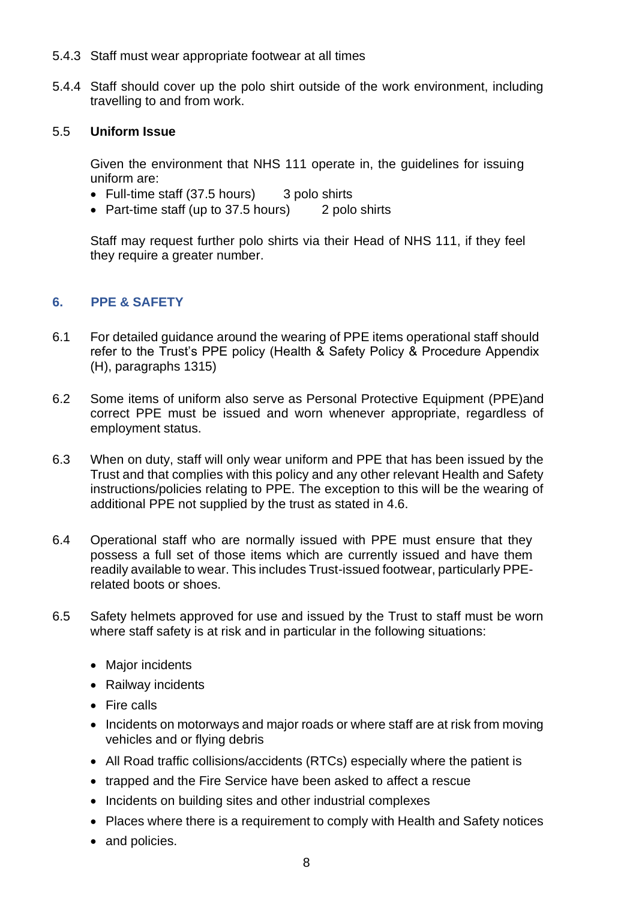5.4.3 Staff must wear appropriate footwear at all times

5.4.4 Staff should cover up the polo shirt outside of the work environment, including travelling to and from work.

### 5.5 Uniform Issue

Given the environment that NHS 111 operate in, the guidelines for issuing uniform are:

- Full-time staff (37.5 hours) 3 polo shirts
- Part-time staff (up to 37.5 hours) 2 polo shirts

Staff may request further polo shirts via their Head of NHS 111, if they feel they require a greater number.

## 6. PPE & SAFETY

6.1 For detailed guidance around the wearing of PPE items operational staff should refer to the Trust's PPE policy (Health & Safety Policy & Procedure Appendix (H), paragraphs 1315)

6.2 Some items of uniform also serve as Personal Protective Equipment (PPE)and correct PPE must be issued and worn whenever appropriate, regardless of employment status.

6.3 When on duty, staff will only wear uniform and PPE that has been issued by the Trust and that complies with this policy and any other relevant Health and Safety instructions/policies relating to PPE. The exception to this will be the wearing of additional PPE not supplied by the trust as stated in 4.6.

6.4 Operational staff who are normally issued with PPE must ensure that they possess a full set of those items which are currently issued and have them readily available to wear. This includes Trust-issued footwear, particularly PPE-related boots or shoes.

6.5 Safety helmets approved for use and issued by the Trust to staff must be worn where staff safety is at risk and in particular in the following situations:

- Major incidents
- Railway incidents
- Fire calls
- Incidents on motorways and major roads or where staff are at risk from moving vehicles and or flying debris
- All Road traffic collisions/accidents (RTCs) especially where the patient is
- trapped and the Fire Service have been asked to affect a rescue
- Incidents on building sites and other industrial complexes
- Places where there is a requirement to comply with Health and Safety notices
- and policies.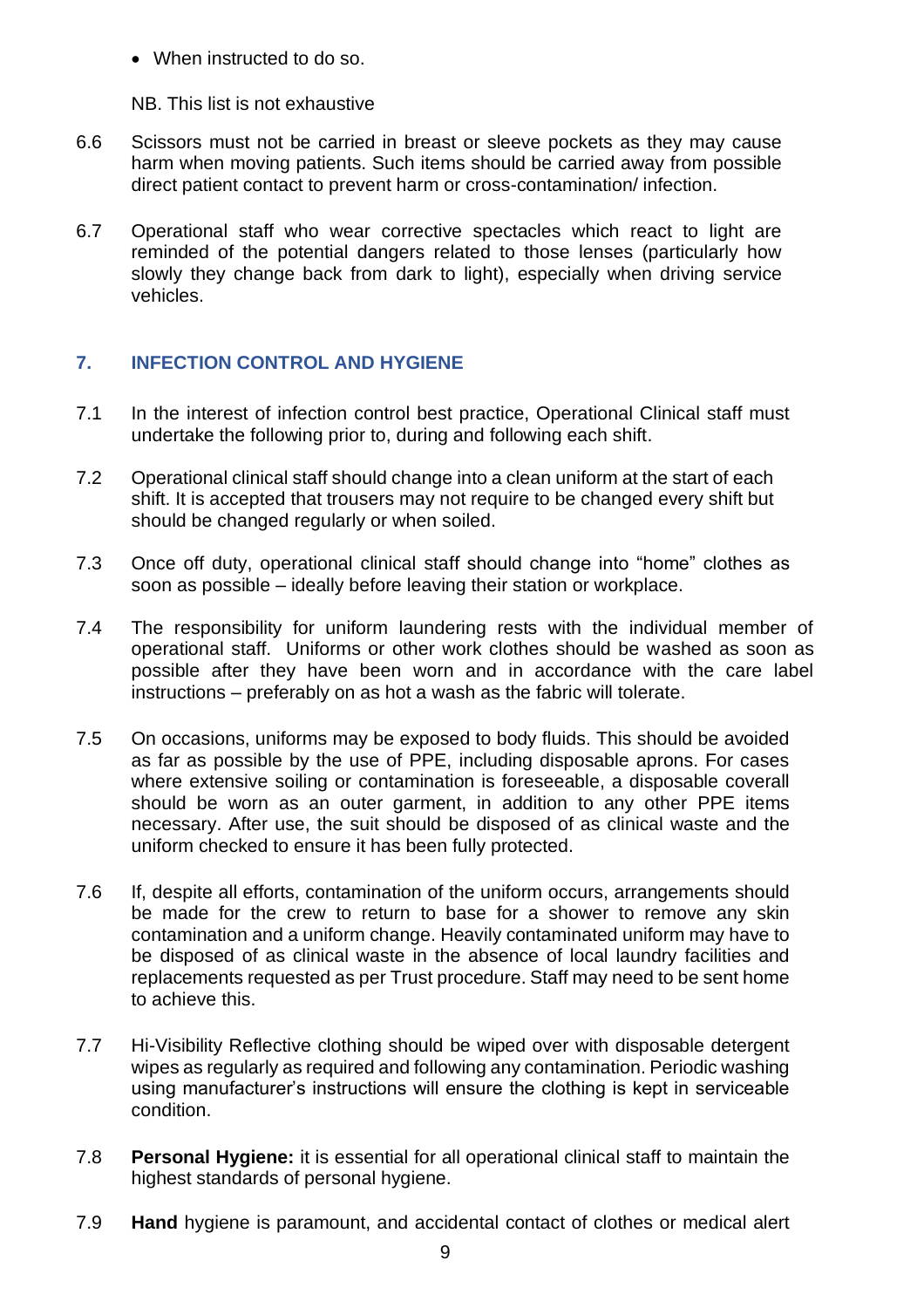- When instructed to do so.

NB. This list is not exhaustive

6.6 Scissors must not be carried in breast or sleeve pockets as they may cause harm when moving patients. Such items should be carried away from possible direct patient contact to prevent harm or cross-contamination/ infection.

6.7 Operational staff who wear corrective spectacles which react to light are reminded of the potential dangers related to those lenses (particularly how slowly they change back from dark to light), especially when driving service vehicles.

## 7. INFECTION CONTROL AND HYGIENE

7.1 In the interest of infection control best practice, Operational Clinical staff must undertake the following prior to, during and following each shift.

7.2 Operational clinical staff should change into a clean uniform at the start of each shift. It is accepted that trousers may not require to be changed every shift but should be changed regularly or when soiled.

7.3 Once off duty, operational clinical staff should change into "home" clothes as soon as possible – ideally before leaving their station or workplace.

7.4 The responsibility for uniform laundering rests with the individual member of operational staff. Uniforms or other work clothes should be washed as soon as possible after they have been worn and in accordance with the care label instructions – preferably on as hot a wash as the fabric will tolerate.

7.5 On occasions, uniforms may be exposed to body fluids. This should be avoided as far as possible by the use of PPE, including disposable aprons. For cases where extensive soiling or contamination is foreseeable, a disposable coverall should be worn as an outer garment, in addition to any other PPE items necessary. After use, the suit should be disposed of as clinical waste and the uniform checked to ensure it has been fully protected.

7.6 If, despite all efforts, contamination of the uniform occurs, arrangements should be made for the crew to return to base for a shower to remove any skin contamination and a uniform change. Heavily contaminated uniform may have to be disposed of as clinical waste in the absence of local laundry facilities and replacements requested as per Trust procedure. Staff may need to be sent home to achieve this.

7.7 Hi-Visibility Reflective clothing should be wiped over with disposable detergent wipes as regularly as required and following any contamination. Periodic washing using manufacturer's instructions will ensure the clothing is kept in serviceable condition.

7.8 **Personal Hygiene:** it is essential for all operational clinical staff to maintain the highest standards of personal hygiene.

7.9 **Hand** hygiene is paramount, and accidental contact of clothes or medical alert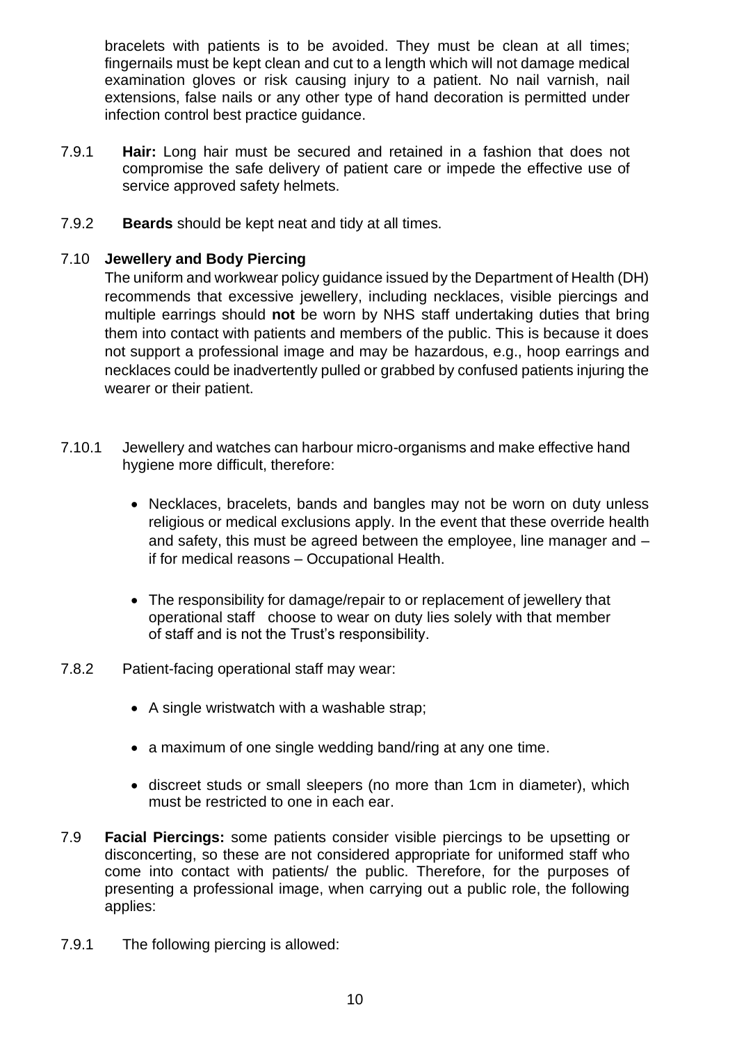bracelets with patients is to be avoided. They must be clean at all times; fingernails must be kept clean and cut to a length which will not damage medical examination gloves or risk causing injury to a patient. No nail varnish, nail extensions, false nails or any other type of hand decoration is permitted under infection control best practice guidance.

7.9.1 **Hair:** Long hair must be secured and retained in a fashion that does not compromise the safe delivery of patient care or impede the effective use of service approved safety helmets.

7.9.2 **Beards** should be kept neat and tidy at all times.

7.10 **Jewellery and Body Piercing**

The uniform and workwear policy guidance issued by the Department of Health (DH) recommends that excessive jewellery, including necklaces, visible piercings and multiple earrings should **not** be worn by NHS staff undertaking duties that bring them into contact with patients and members of the public. This is because it does not support a professional image and may be hazardous, e.g., hoop earrings and necklaces could be inadvertently pulled or grabbed by confused patients injuring the wearer or their patient.

7.10.1 Jewellery and watches can harbour micro-organisms and make effective hand hygiene more difficult, therefore:

- Necklaces, bracelets, bands and bangles may not be worn on duty unless religious or medical exclusions apply. In the event that these override health and safety, this must be agreed between the employee, line manager and – if for medical reasons – Occupational Health.
- The responsibility for damage/repair to or replacement of jewellery that operational staff choose to wear on duty lies solely with that member of staff and is not the Trust's responsibility.

7.8.2 Patient-facing operational staff may wear:

- A single wristwatch with a washable strap;
- a maximum of one single wedding band/ring at any one time.
- discreet studs or small sleepers (no more than 1cm in diameter), which must be restricted to one in each ear.

7.9 **Facial Piercings:** some patients consider visible piercings to be upsetting or disconcerting, so these are not considered appropriate for uniformed staff who come into contact with patients/ the public. Therefore, for the purposes of presenting a professional image, when carrying out a public role, the following applies:

7.9.1 The following piercing is allowed: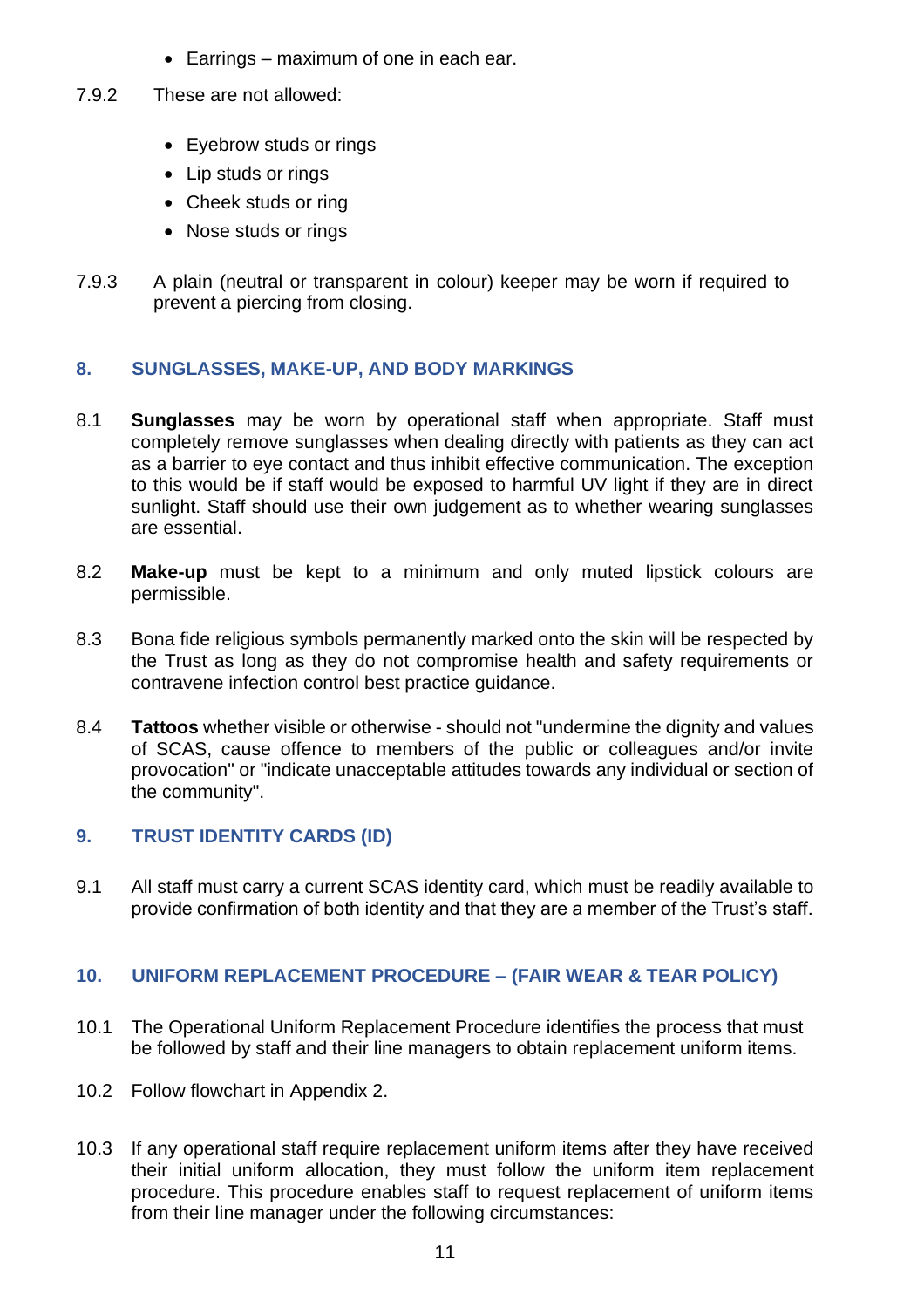- Earrings – maximum of one in each ear.

7.9.2 These are not allowed:

- Eyebrow studs or rings
- Lip studs or rings
- Cheek studs or ring
- Nose studs or rings

7.9.3 A plain (neutral or transparent in colour) keeper may be worn if required to prevent a piercing from closing.

## 8. SUNGLASSES, MAKE-UP, AND BODY MARKINGS

8.1 **Sunglasses** may be worn by operational staff when appropriate. Staff must completely remove sunglasses when dealing directly with patients as they can act as a barrier to eye contact and thus inhibit effective communication. The exception to this would be if staff would be exposed to harmful UV light if they are in direct sunlight. Staff should use their own judgement as to whether wearing sunglasses are essential.

8.2 **Make-up** must be kept to a minimum and only muted lipstick colours are permissible.

8.3 Bona fide religious symbols permanently marked onto the skin will be respected by the Trust as long as they do not compromise health and safety requirements or contravene infection control best practice guidance.

8.4 **Tattoos** whether visible or otherwise - should not "undermine the dignity and values of SCAS, cause offence to members of the public or colleagues and/or invite provocation" or "indicate unacceptable attitudes towards any individual or section of the community".

## 9. TRUST IDENTITY CARDS (ID)

9.1 All staff must carry a current SCAS identity card, which must be readily available to provide confirmation of both identity and that they are a member of the Trust's staff.

## 10. UNIFORM REPLACEMENT PROCEDURE – (FAIR WEAR & TEAR POLICY)

10.1 The Operational Uniform Replacement Procedure identifies the process that must be followed by staff and their line managers to obtain replacement uniform items.

10.2 Follow flowchart in Appendix 2.

10.3 If any operational staff require replacement uniform items after they have received their initial uniform allocation, they must follow the uniform item replacement procedure. This procedure enables staff to request replacement of uniform items from their line manager under the following circumstances: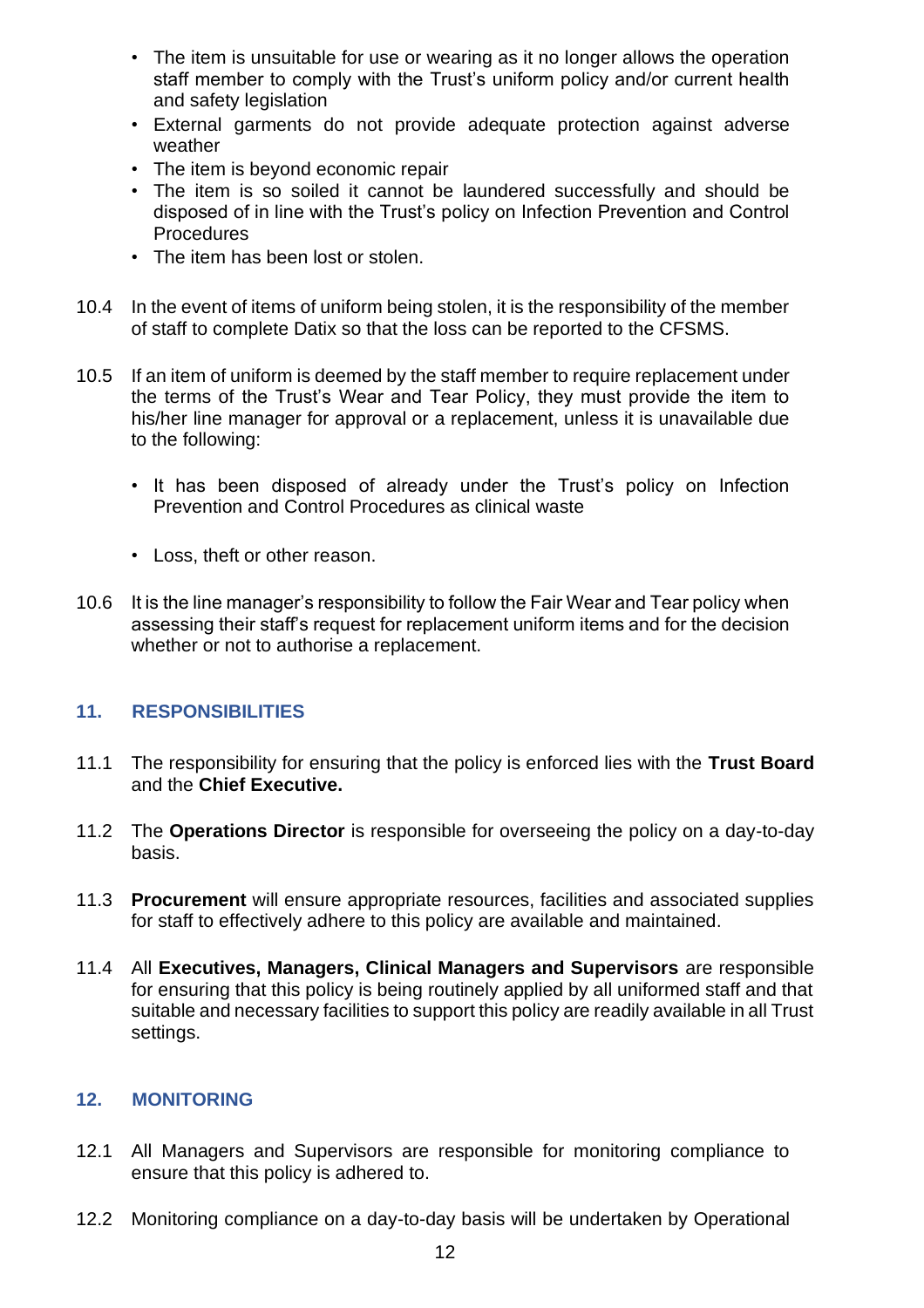- The item is unsuitable for use or wearing as it no longer allows the operation staff member to comply with the Trust's uniform policy and/or current health and safety legislation
- External garments do not provide adequate protection against adverse weather
- The item is beyond economic repair
- The item is so soiled it cannot be laundered successfully and should be disposed of in line with the Trust's policy on Infection Prevention and Control Procedures
- The item has been lost or stolen.

10.4 In the event of items of uniform being stolen, it is the responsibility of the member of staff to complete Datix so that the loss can be reported to the CFSMS.

10.5 If an item of uniform is deemed by the staff member to require replacement under the terms of the Trust's Wear and Tear Policy, they must provide the item to his/her line manager for approval or a replacement, unless it is unavailable due to the following:

- It has been disposed of already under the Trust's policy on Infection Prevention and Control Procedures as clinical waste

- Loss, theft or other reason.

10.6 It is the line manager's responsibility to follow the Fair Wear and Tear policy when assessing their staff's request for replacement uniform items and for the decision whether or not to authorise a replacement.

## 11. RESPONSIBILITIES

11.1 The responsibility for ensuring that the policy is enforced lies with the **Trust Board** and the **Chief Executive.**

11.2 The **Operations Director** is responsible for overseeing the policy on a day-to-day basis.

11.3 **Procurement** will ensure appropriate resources, facilities and associated supplies for staff to effectively adhere to this policy are available and maintained.

11.4 All **Executives, Managers, Clinical Managers and Supervisors** are responsible for ensuring that this policy is being routinely applied by all uniformed staff and that suitable and necessary facilities to support this policy are readily available in all Trust settings.

## 12. MONITORING

12.1 All Managers and Supervisors are responsible for monitoring compliance to ensure that this policy is adhered to.

12.2 Monitoring compliance on a day-to-day basis will be undertaken by Operational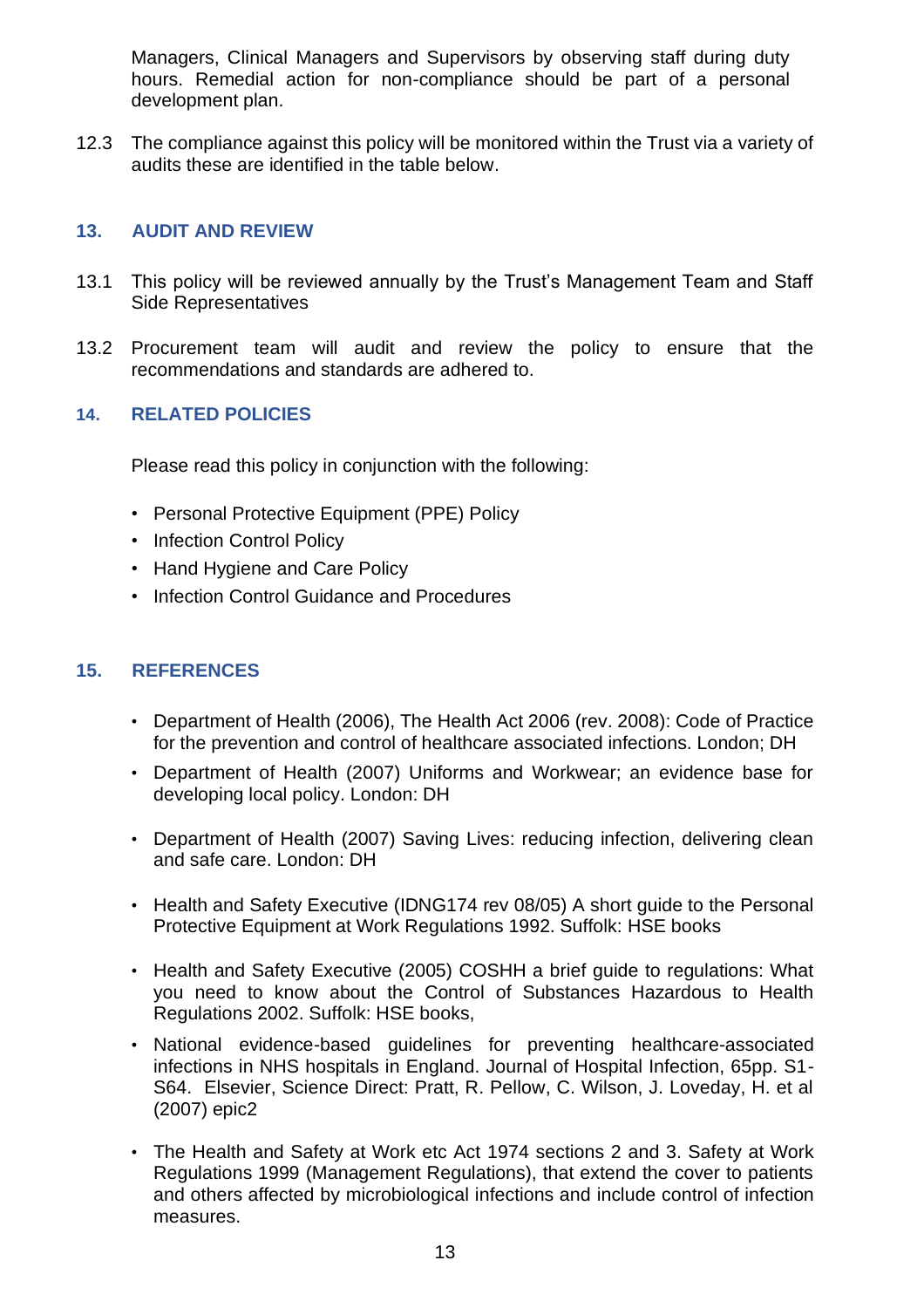Managers, Clinical Managers and Supervisors by observing staff during duty hours. Remedial action for non-compliance should be part of a personal development plan.

12.3 The compliance against this policy will be monitored within the Trust via a variety of audits these are identified in the table below.

## 13. AUDIT AND REVIEW

13.1 This policy will be reviewed annually by the Trust's Management Team and Staff Side Representatives

13.2 Procurement team will audit and review the policy to ensure that the recommendations and standards are adhered to.

## 14. RELATED POLICIES

Please read this policy in conjunction with the following:

- Personal Protective Equipment (PPE) Policy
- Infection Control Policy
- Hand Hygiene and Care Policy
- Infection Control Guidance and Procedures

## 15. REFERENCES

- Department of Health (2006), The Health Act 2006 (rev. 2008): Code of Practice for the prevention and control of healthcare associated infections. London; DH
- Department of Health (2007) Uniforms and Workwear; an evidence base for developing local policy. London: DH
- Department of Health (2007) Saving Lives: reducing infection, delivering clean and safe care. London: DH
- Health and Safety Executive (IDNG174 rev 08/05) A short guide to the Personal Protective Equipment at Work Regulations 1992. Suffolk: HSE books
- Health and Safety Executive (2005) COSHH a brief guide to regulations: What you need to know about the Control of Substances Hazardous to Health Regulations 2002. Suffolk: HSE books,
- National evidence-based guidelines for preventing healthcare-associated infections in NHS hospitals in England. Journal of Hospital Infection, 65pp. S1-S64. Elsevier, Science Direct: Pratt, R. Pellow, C. Wilson, J. Loveday, H. et al (2007) epic2
- The Health and Safety at Work etc Act 1974 sections 2 and 3. Safety at Work Regulations 1999 (Management Regulations), that extend the cover to patients and others affected by microbiological infections and include control of infection measures.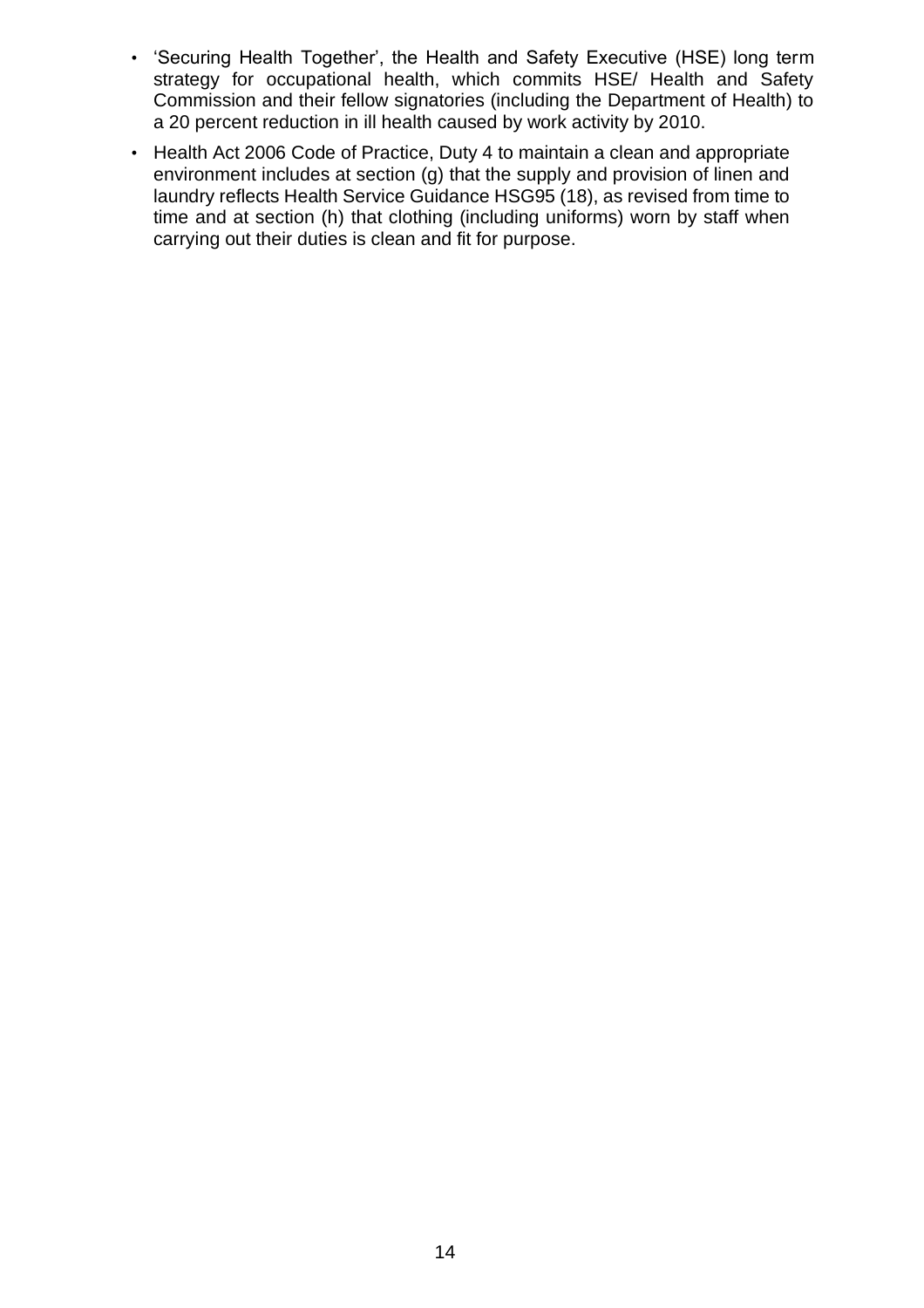- 'Securing Health Together', the Health and Safety Executive (HSE) long term strategy for occupational health, which commits HSE/ Health and Safety Commission and their fellow signatories (including the Department of Health) to a 20 percent reduction in ill health caused by work activity by 2010.
- Health Act 2006 Code of Practice, Duty 4 to maintain a clean and appropriate environment includes at section (g) that the supply and provision of linen and laundry reflects Health Service Guidance HSG95 (18), as revised from time to time and at section (h) that clothing (including uniforms) worn by staff when carrying out their duties is clean and fit for purpose.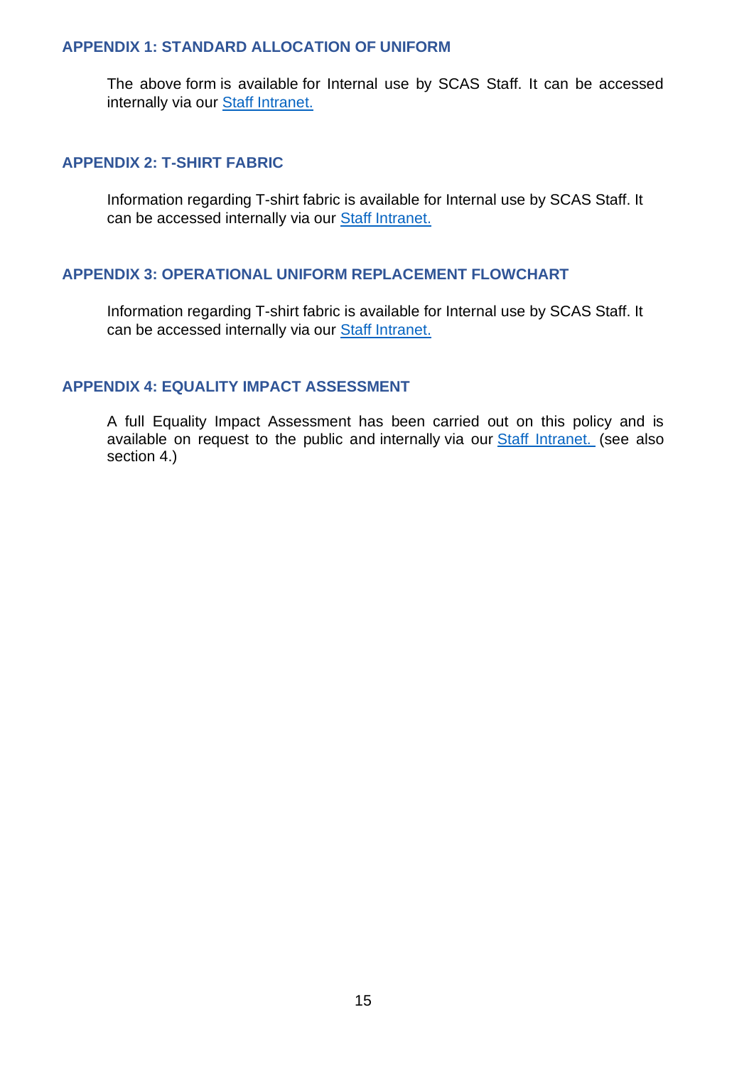## APPENDIX 1: STANDARD ALLOCATION OF UNIFORM

The above form is available for Internal use by SCAS Staff. It can be accessed internally via our Staff Intranet.

## APPENDIX 2: T-SHIRT FABRIC

Information regarding T-shirt fabric is available for Internal use by SCAS Staff. It can be accessed internally via our Staff Intranet.

## APPENDIX 3: OPERATIONAL UNIFORM REPLACEMENT FLOWCHART

Information regarding T-shirt fabric is available for Internal use by SCAS Staff. It can be accessed internally via our Staff Intranet.

## APPENDIX 4: EQUALITY IMPACT ASSESSMENT

A full Equality Impact Assessment has been carried out on this policy and is available on request to the public and internally via our Staff Intranet. (see also section 4.)